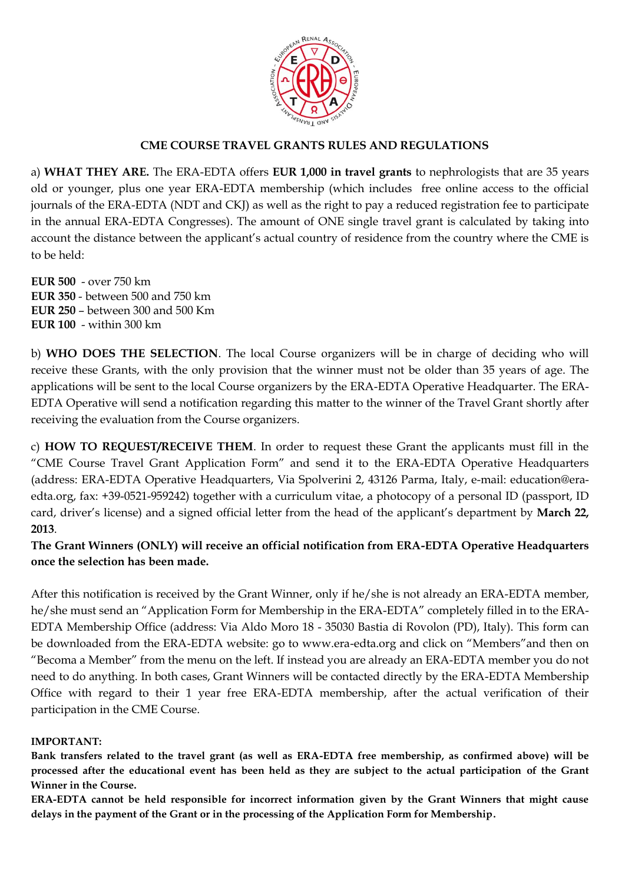## CME COURSE TRAVEL GRANTS RULES AND REGULATIONS

a) **WHAT THEY ARE.** The ERA-EDTA offers **EUR 1,000 in travel grants** to nephrologists that are 35 years old or younger, plus one year ERA-EDTA membership (which includes free online access to the official journals of the ERA-EDTA (NDT and CKJ) as well as the right to pay a reduced registration fee to participate in the annual ERA-EDTA Congresses). The amount of ONE single travel grant is calculated by taking into account the distance between the applicant's actual country of residence from the country where the CME is to be held:

**EUR 500** - over 750 km
**EUR 350** - between 500 and 750 km
**EUR 250** – between 300 and 500 Km
**EUR 100** - within 300 km

b) **WHO DOES THE SELECTION**. The local Course organizers will be in charge of deciding who will receive these Grants, with the only provision that the winner must not be older than 35 years of age. The applications will be sent to the local Course organizers by the ERA-EDTA Operative Headquarter. The ERA-EDTA Operative will send a notification regarding this matter to the winner of the Travel Grant shortly after receiving the evaluation from the Course organizers.

c) **HOW TO REQUEST/RECEIVE THEM**. In order to request these Grant the applicants must fill in the "CME Course Travel Grant Application Form" and send it to the ERA-EDTA Operative Headquarters (address: ERA-EDTA Operative Headquarters, Via Spolverini 2, 43126 Parma, Italy, e-mail: education@era-edta.org, fax: +39-0521-959242) together with a curriculum vitae, a photocopy of a personal ID (passport, ID card, driver's license) and a signed official letter from the head of the applicant's department by **March 22, 2013**.

**The Grant Winners (ONLY) will receive an official notification from ERA-EDTA Operative Headquarters once the selection has been made.**

After this notification is received by the Grant Winner, only if he/she is not already an ERA-EDTA member, he/she must send an "Application Form for Membership in the ERA-EDTA" completely filled in to the ERA-EDTA Membership Office (address: Via Aldo Moro 18 - 35030 Bastia di Rovolon (PD), Italy). This form can be downloaded from the ERA-EDTA website: go to www.era-edta.org and click on "Members"and then on "Becoma a Member" from the menu on the left. If instead you are already an ERA-EDTA member you do not need to do anything. In both cases, Grant Winners will be contacted directly by the ERA-EDTA Membership Office with regard to their 1 year free ERA-EDTA membership, after the actual verification of their participation in the CME Course.

**IMPORTANT:**

**Bank transfers related to the travel grant (as well as ERA-EDTA free membership, as confirmed above) will be processed after the educational event has been held as they are subject to the actual participation of the Grant Winner in the Course.**

**ERA-EDTA cannot be held responsible for incorrect information given by the Grant Winners that might cause delays in the payment of the Grant or in the processing of the Application Form for Membership.**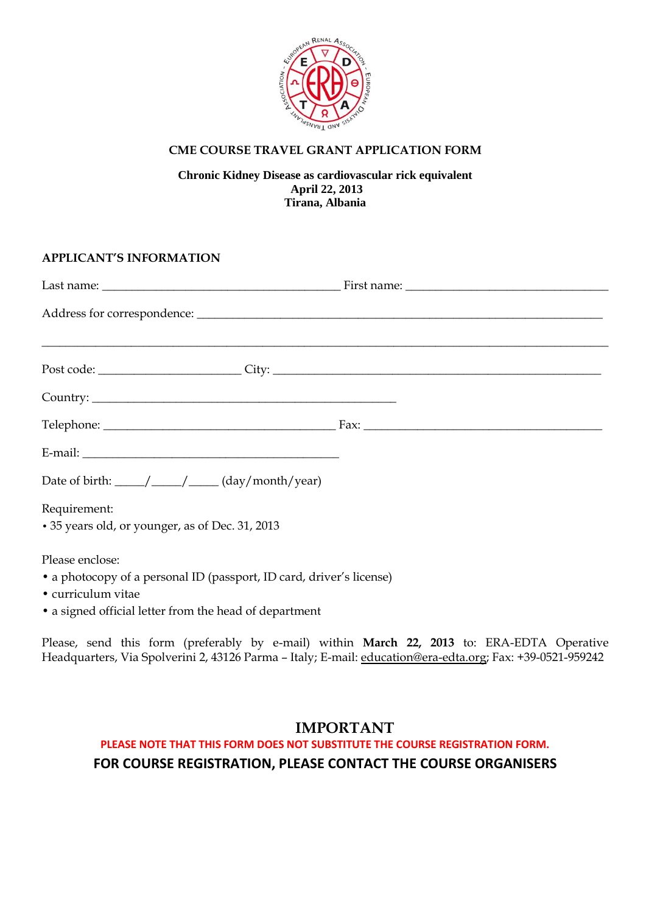## CME COURSE TRAVEL GRANT APPLICATION FORM

**Chronic Kidney Disease as cardiovascular rick equivalent**
**April 22, 2013**
**Tirana, Albania**

### APPLICANT'S INFORMATION

Last name: ________________________________________ First name: __________________________________

Address for correspondence: ____________________________________________________________________

______________________________________________________________________________________________

Post code: ________________________ City: _______________________________________________________

Country: ___________________________________________________

Telephone: _______________________________________ Fax: ________________________________________

E-mail: ___________________________________________

Date of birth: _____/_____/_____ (day/month/year)

Requirement:

- 35 years old, or younger, as of Dec. 31, 2013

Please enclose:

- a photocopy of a personal ID (passport, ID card, driver's license)
- curriculum vitae
- a signed official letter from the head of department

Please, send this form (preferably by e-mail) within **March 22, 2013** to: ERA-EDTA Operative Headquarters, Via Spolverini 2, 43126 Parma – Italy; E-mail: education@era-edta.org; Fax: +39-0521-959242

## IMPORTANT

**PLEASE NOTE THAT THIS FORM DOES NOT SUBSTITUTE THE COURSE REGISTRATION FORM.**

**FOR COURSE REGISTRATION, PLEASE CONTACT THE COURSE ORGANISERS**